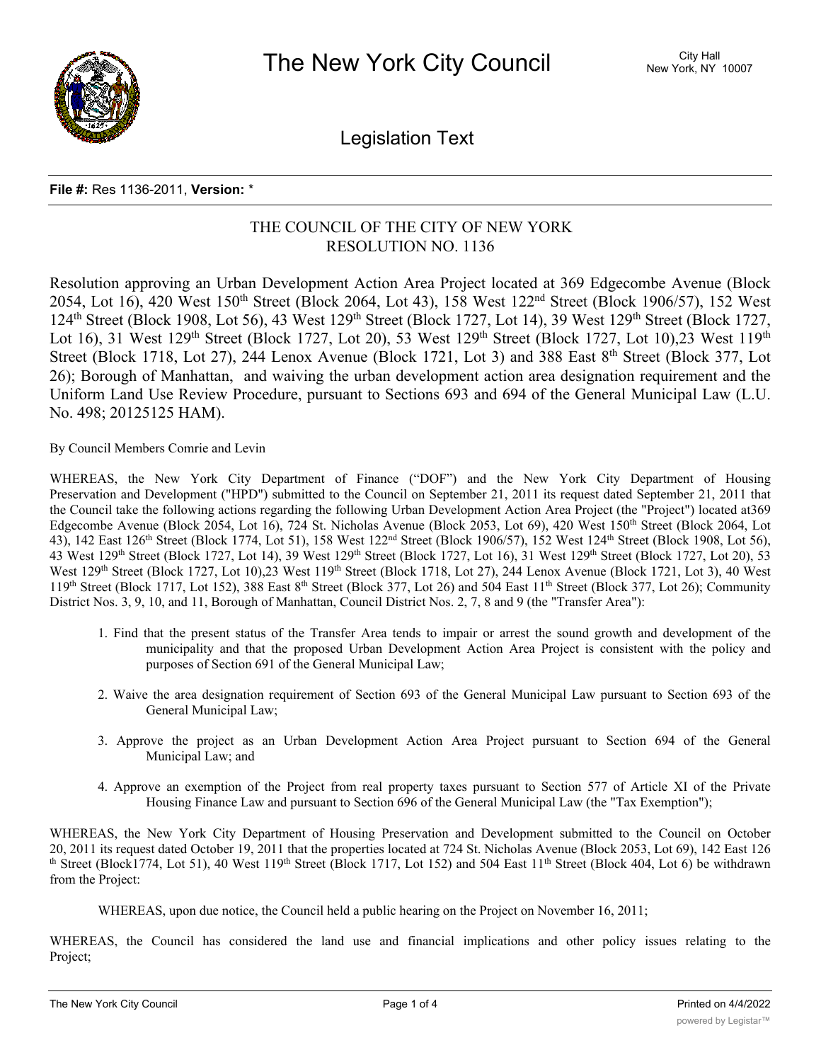# The New York City Council

City Hall
New York, NY 10007

## Legislation Text

**File #:** Res 1136-2011, **Version:** *

THE COUNCIL OF THE CITY OF NEW YORK
RESOLUTION NO. 1136

Resolution approving an Urban Development Action Area Project located at 369 Edgecombe Avenue (Block 2054, Lot 16), 420 West 150th Street (Block 2064, Lot 43), 158 West 122nd Street (Block 1906/57), 152 West 124th Street (Block 1908, Lot 56), 43 West 129th Street (Block 1727, Lot 14), 39 West 129th Street (Block 1727, Lot 16), 31 West 129th Street (Block 1727, Lot 20), 53 West 129th Street (Block 1727, Lot 10),23 West 119th Street (Block 1718, Lot 27), 244 Lenox Avenue (Block 1721, Lot 3) and 388 East 8th Street (Block 377, Lot 26); Borough of Manhattan, and waiving the urban development action area designation requirement and the Uniform Land Use Review Procedure, pursuant to Sections 693 and 694 of the General Municipal Law (L.U. No. 498; 20125125 HAM).

By Council Members Comrie and Levin

WHEREAS, the New York City Department of Finance ("DOF") and the New York City Department of Housing Preservation and Development ("HPD") submitted to the Council on September 21, 2011 its request dated September 21, 2011 that the Council take the following actions regarding the following Urban Development Action Area Project (the "Project") located at369 Edgecombe Avenue (Block 2054, Lot 16), 724 St. Nicholas Avenue (Block 2053, Lot 69), 420 West 150th Street (Block 2064, Lot 43), 142 East 126th Street (Block 1774, Lot 51), 158 West 122nd Street (Block 1906/57), 152 West 124th Street (Block 1908, Lot 56), 43 West 129th Street (Block 1727, Lot 14), 39 West 129th Street (Block 1727, Lot 16), 31 West 129th Street (Block 1727, Lot 20), 53 West 129th Street (Block 1727, Lot 10),23 West 119th Street (Block 1718, Lot 27), 244 Lenox Avenue (Block 1721, Lot 3), 40 West 119th Street (Block 1717, Lot 152), 388 East 8th Street (Block 377, Lot 26) and 504 East 11th Street (Block 377, Lot 26); Community District Nos. 3, 9, 10, and 11, Borough of Manhattan, Council District Nos. 2, 7, 8 and 9 (the "Transfer Area"):

1. Find that the present status of the Transfer Area tends to impair or arrest the sound growth and development of the municipality and that the proposed Urban Development Action Area Project is consistent with the policy and purposes of Section 691 of the General Municipal Law;

2. Waive the area designation requirement of Section 693 of the General Municipal Law pursuant to Section 693 of the General Municipal Law;

3. Approve the project as an Urban Development Action Area Project pursuant to Section 694 of the General Municipal Law; and

4. Approve an exemption of the Project from real property taxes pursuant to Section 577 of Article XI of the Private Housing Finance Law and pursuant to Section 696 of the General Municipal Law (the "Tax Exemption");

WHEREAS, the New York City Department of Housing Preservation and Development submitted to the Council on October 20, 2011 its request dated October 19, 2011 that the properties located at 724 St. Nicholas Avenue (Block 2053, Lot 69), 142 East 126th Street (Block1774, Lot 51), 40 West 119th Street (Block 1717, Lot 152) and 504 East 11th Street (Block 404, Lot 6) be withdrawn from the Project:

WHEREAS, upon due notice, the Council held a public hearing on the Project on November 16, 2011;

WHEREAS, the Council has considered the land use and financial implications and other policy issues relating to the Project;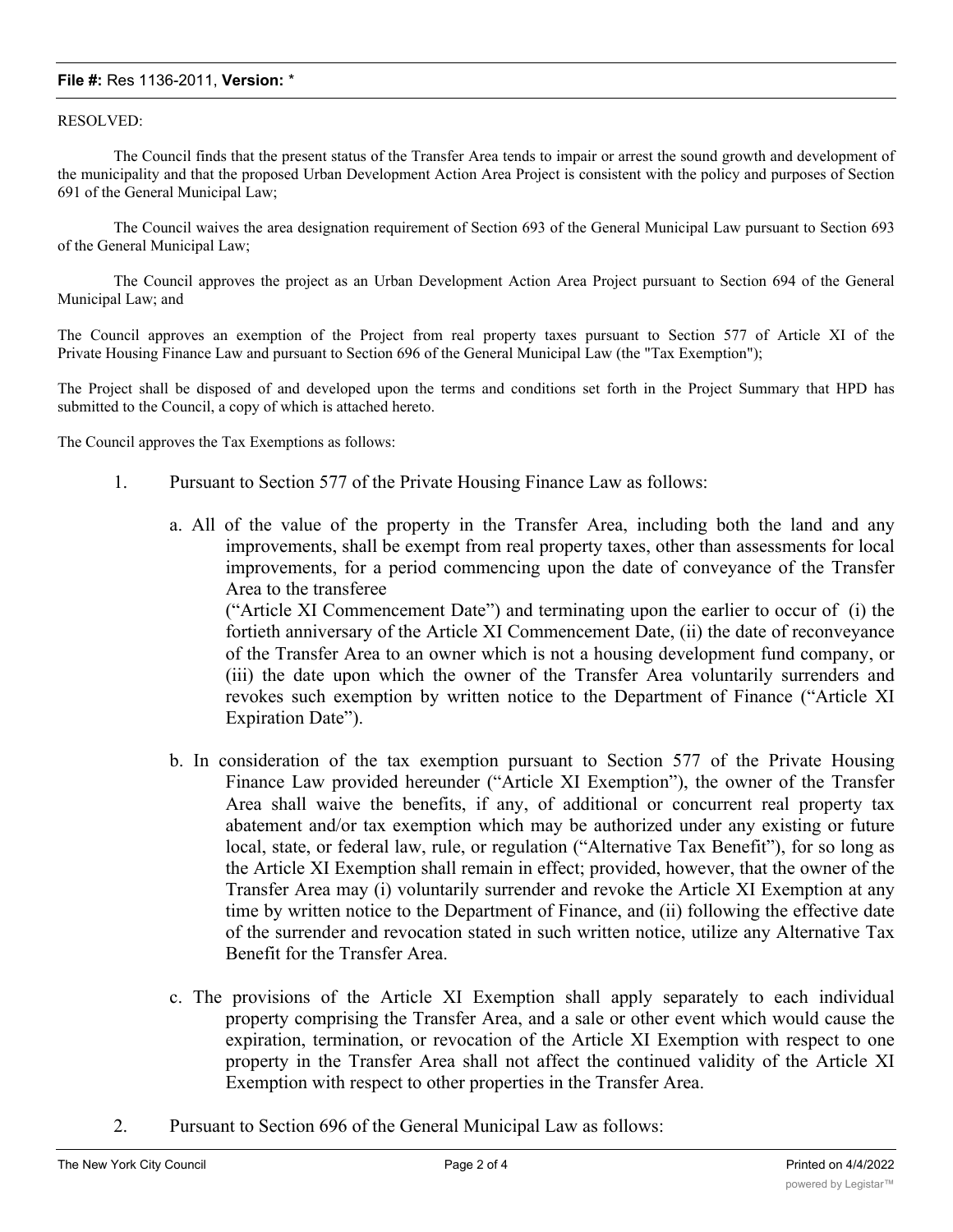RESOLVED:

The Council finds that the present status of the Transfer Area tends to impair or arrest the sound growth and development of the municipality and that the proposed Urban Development Action Area Project is consistent with the policy and purposes of Section 691 of the General Municipal Law;

The Council waives the area designation requirement of Section 693 of the General Municipal Law pursuant to Section 693 of the General Municipal Law;

The Council approves the project as an Urban Development Action Area Project pursuant to Section 694 of the General Municipal Law; and

The Council approves an exemption of the Project from real property taxes pursuant to Section 577 of Article XI of the Private Housing Finance Law and pursuant to Section 696 of the General Municipal Law (the "Tax Exemption");

The Project shall be disposed of and developed upon the terms and conditions set forth in the Project Summary that HPD has submitted to the Council, a copy of which is attached hereto.

The Council approves the Tax Exemptions as follows:

1. Pursuant to Section 577 of the Private Housing Finance Law as follows:

   a. All of the value of the property in the Transfer Area, including both the land and any improvements, shall be exempt from real property taxes, other than assessments for local improvements, for a period commencing upon the date of conveyance of the Transfer Area to the transferee ("Article XI Commencement Date") and terminating upon the earlier to occur of (i) the fortieth anniversary of the Article XI Commencement Date, (ii) the date of reconveyance of the Transfer Area to an owner which is not a housing development fund company, or (iii) the date upon which the owner of the Transfer Area voluntarily surrenders and revokes such exemption by written notice to the Department of Finance ("Article XI Expiration Date").

   b. In consideration of the tax exemption pursuant to Section 577 of the Private Housing Finance Law provided hereunder ("Article XI Exemption"), the owner of the Transfer Area shall waive the benefits, if any, of additional or concurrent real property tax abatement and/or tax exemption which may be authorized under any existing or future local, state, or federal law, rule, or regulation ("Alternative Tax Benefit"), for so long as the Article XI Exemption shall remain in effect; provided, however, that the owner of the Transfer Area may (i) voluntarily surrender and revoke the Article XI Exemption at any time by written notice to the Department of Finance, and (ii) following the effective date of the surrender and revocation stated in such written notice, utilize any Alternative Tax Benefit for the Transfer Area.

   c. The provisions of the Article XI Exemption shall apply separately to each individual property comprising the Transfer Area, and a sale or other event which would cause the expiration, termination, or revocation of the Article XI Exemption with respect to one property in the Transfer Area shall not affect the continued validity of the Article XI Exemption with respect to other properties in the Transfer Area.

2. Pursuant to Section 696 of the General Municipal Law as follows: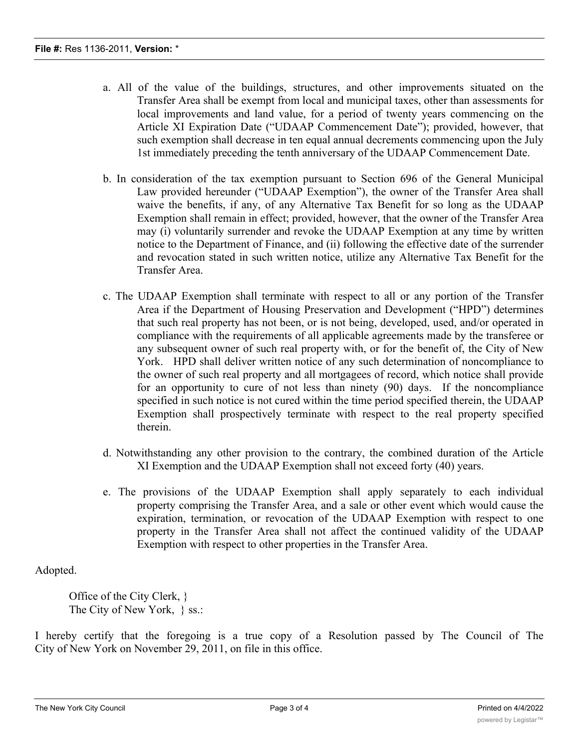a. All of the value of the buildings, structures, and other improvements situated on the Transfer Area shall be exempt from local and municipal taxes, other than assessments for local improvements and land value, for a period of twenty years commencing on the Article XI Expiration Date ("UDAAP Commencement Date"); provided, however, that such exemption shall decrease in ten equal annual decrements commencing upon the July 1st immediately preceding the tenth anniversary of the UDAAP Commencement Date.

b. In consideration of the tax exemption pursuant to Section 696 of the General Municipal Law provided hereunder ("UDAAP Exemption"), the owner of the Transfer Area shall waive the benefits, if any, of any Alternative Tax Benefit for so long as the UDAAP Exemption shall remain in effect; provided, however, that the owner of the Transfer Area may (i) voluntarily surrender and revoke the UDAAP Exemption at any time by written notice to the Department of Finance, and (ii) following the effective date of the surrender and revocation stated in such written notice, utilize any Alternative Tax Benefit for the Transfer Area.

c. The UDAAP Exemption shall terminate with respect to all or any portion of the Transfer Area if the Department of Housing Preservation and Development ("HPD") determines that such real property has not been, or is not being, developed, used, and/or operated in compliance with the requirements of all applicable agreements made by the transferee or any subsequent owner of such real property with, or for the benefit of, the City of New York. HPD shall deliver written notice of any such determination of noncompliance to the owner of such real property and all mortgagees of record, which notice shall provide for an opportunity to cure of not less than ninety (90) days. If the noncompliance specified in such notice is not cured within the time period specified therein, the UDAAP Exemption shall prospectively terminate with respect to the real property specified therein.

d. Notwithstanding any other provision to the contrary, the combined duration of the Article XI Exemption and the UDAAP Exemption shall not exceed forty (40) years.

e. The provisions of the UDAAP Exemption shall apply separately to each individual property comprising the Transfer Area, and a sale or other event which would cause the expiration, termination, or revocation of the UDAAP Exemption with respect to one property in the Transfer Area shall not affect the continued validity of the UDAAP Exemption with respect to other properties in the Transfer Area.

Adopted.

Office of the City Clerk, }
The City of New York, } ss.:

I hereby certify that the foregoing is a true copy of a Resolution passed by The Council of The City of New York on November 29, 2011, on file in this office.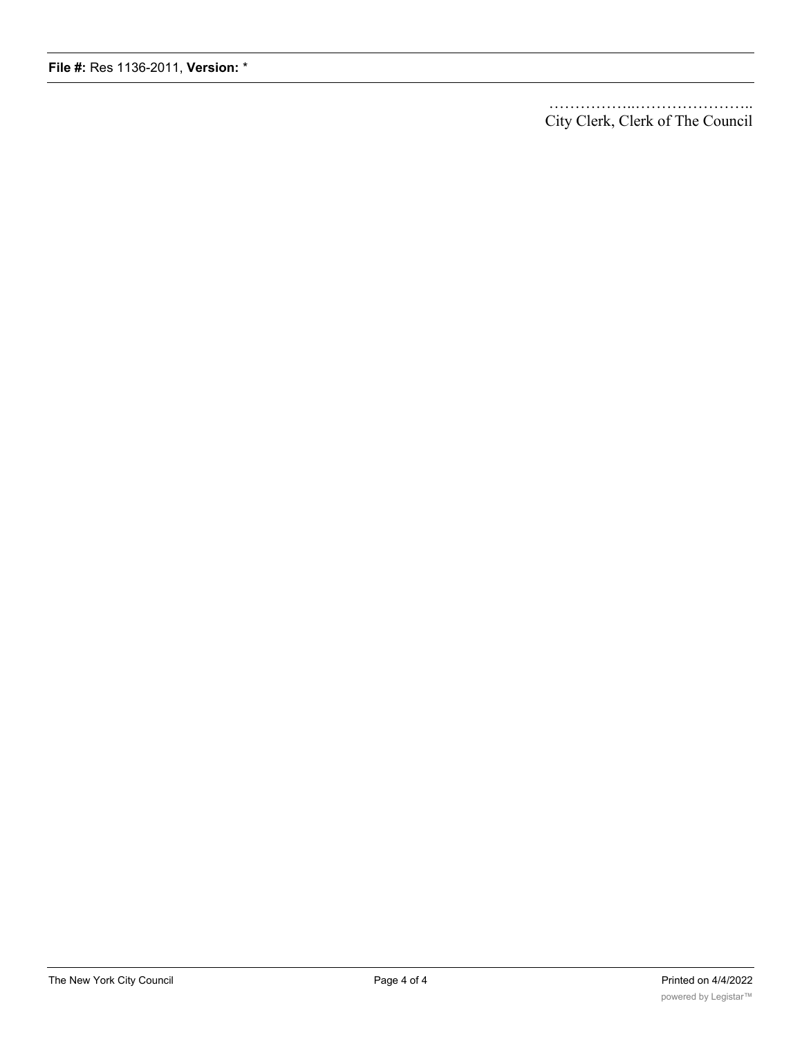……………..…………………..
City Clerk, Clerk of The Council